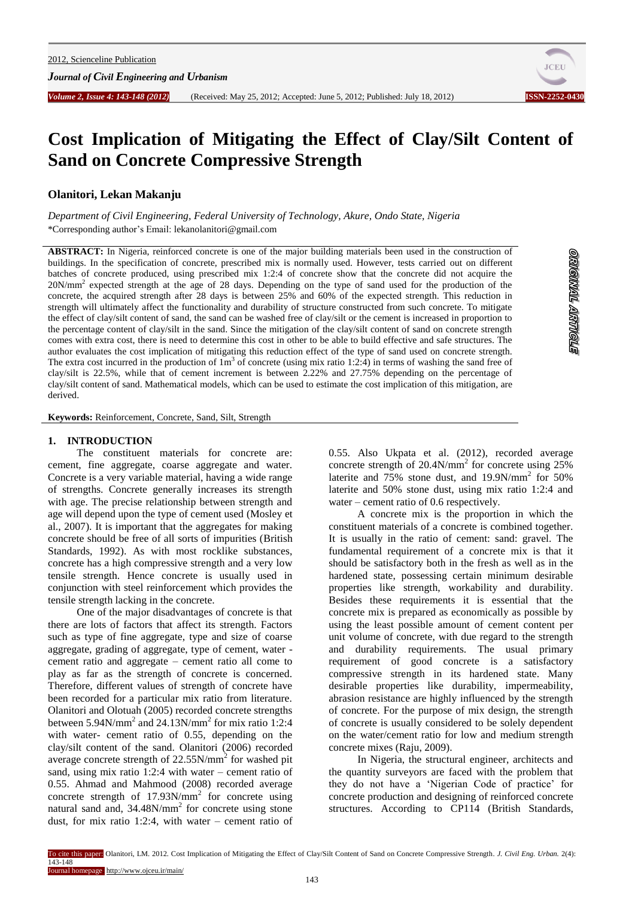# Cost Implication of Mitigating the Effect of Clay/Silt Content of Sand on Concrete Compressive Strength

**Olanitori, Lekan Makanju**

*Department of Civil Engineering, Federal University of Technology, Akure, Ondo State, Nigeria*
*Corresponding author's Email: lekanolanitori@gmail.com

**ABSTRACT:** In Nigeria, reinforced concrete is one of the major building materials been used in the construction of buildings. In the specification of concrete, prescribed mix is normally used. However, tests carried out on different batches of concrete produced, using prescribed mix 1:2:4 of concrete show that the concrete did not acquire the $20N/mm^2$ expected strength at the age of 28 days. Depending on the type of sand used for the production of the concrete, the acquired strength after 28 days is between 25% and 60% of the expected strength. This reduction in strength will ultimately affect the functionality and durability of structure constructed from such concrete. To mitigate the effect of clay/silt content of sand, the sand can be washed free of clay/silt or the cement is increased in proportion to the percentage content of clay/silt in the sand. Since the mitigation of the clay/silt content of sand on concrete strength comes with extra cost, there is need to determine this cost in other to be able to build effective and safe structures. The author evaluates the cost implication of mitigating this reduction effect of the type of sand used on concrete strength. The extra cost incurred in the production of $1m^3$ of concrete (using mix ratio 1:2:4) in terms of washing the sand free of clay/silt is 22.5%, while that of cement increment is between 2.22% and 27.75% depending on the percentage of clay/silt content of sand. Mathematical models, which can be used to estimate the cost implication of this mitigation, are derived.

**Keywords:** Reinforcement, Concrete, Sand, Silt, Strength

## 1. INTRODUCTION

The constituent materials for concrete are: cement, fine aggregate, coarse aggregate and water. Concrete is a very variable material, having a wide range of strengths. Concrete generally increases its strength with age. The precise relationship between strength and age will depend upon the type of cement used (Mosley et al., 2007). It is important that the aggregates for making concrete should be free of all sorts of impurities (British Standards, 1992). As with most rocklike substances, concrete has a high compressive strength and a very low tensile strength. Hence concrete is usually used in conjunction with steel reinforcement which provides the tensile strength lacking in the concrete.

One of the major disadvantages of concrete is that there are lots of factors that affect its strength. Factors such as type of fine aggregate, type and size of coarse aggregate, grading of aggregate, type of cement, water - cement ratio and aggregate – cement ratio all come to play as far as the strength of concrete is concerned. Therefore, different values of strength of concrete have been recorded for a particular mix ratio from literature. Olanitori and Olotuah (2005) recorded concrete strengths between $5.94N/mm^2$ and $24.13N/mm^2$ for mix ratio 1:2:4 with water- cement ratio of 0.55, depending on the clay/silt content of the sand. Olanitori (2006) recorded average concrete strength of $22.55N/mm^2$ for washed pit sand, using mix ratio 1:2:4 with water – cement ratio of 0.55. Ahmad and Mahmood (2008) recorded average concrete strength of $17.93N/mm^2$ for concrete using natural sand and, $34.48N/mm^2$ for concrete using stone dust, for mix ratio 1:2:4, with water – cement ratio of 0.55. Also Ukpata et al. (2012), recorded average concrete strength of $20.4N/mm^2$ for concrete using 25% laterite and 75% stone dust, and $19.9N/mm^2$ for 50% laterite and 50% stone dust, using mix ratio 1:2:4 and water – cement ratio of 0.6 respectively.

A concrete mix is the proportion in which the constituent materials of a concrete is combined together. It is usually in the ratio of cement: sand: gravel. The fundamental requirement of a concrete mix is that it should be satisfactory both in the fresh as well as in the hardened state, possessing certain minimum desirable properties like strength, workability and durability. Besides these requirements it is essential that the concrete mix is prepared as economically as possible by using the least possible amount of cement content per unit volume of concrete, with due regard to the strength and durability requirements. The usual primary requirement of good concrete is a satisfactory compressive strength in its hardened state. Many desirable properties like durability, impermeability, abrasion resistance are highly influenced by the strength of concrete. For the purpose of mix design, the strength of concrete is usually considered to be solely dependent on the water/cement ratio for low and medium strength concrete mixes (Raju, 2009).

In Nigeria, the structural engineer, architects and the quantity surveyors are faced with the problem that they do not have a 'Nigerian Code of practice' for concrete production and designing of reinforced concrete structures. According to CP114 (British Standards,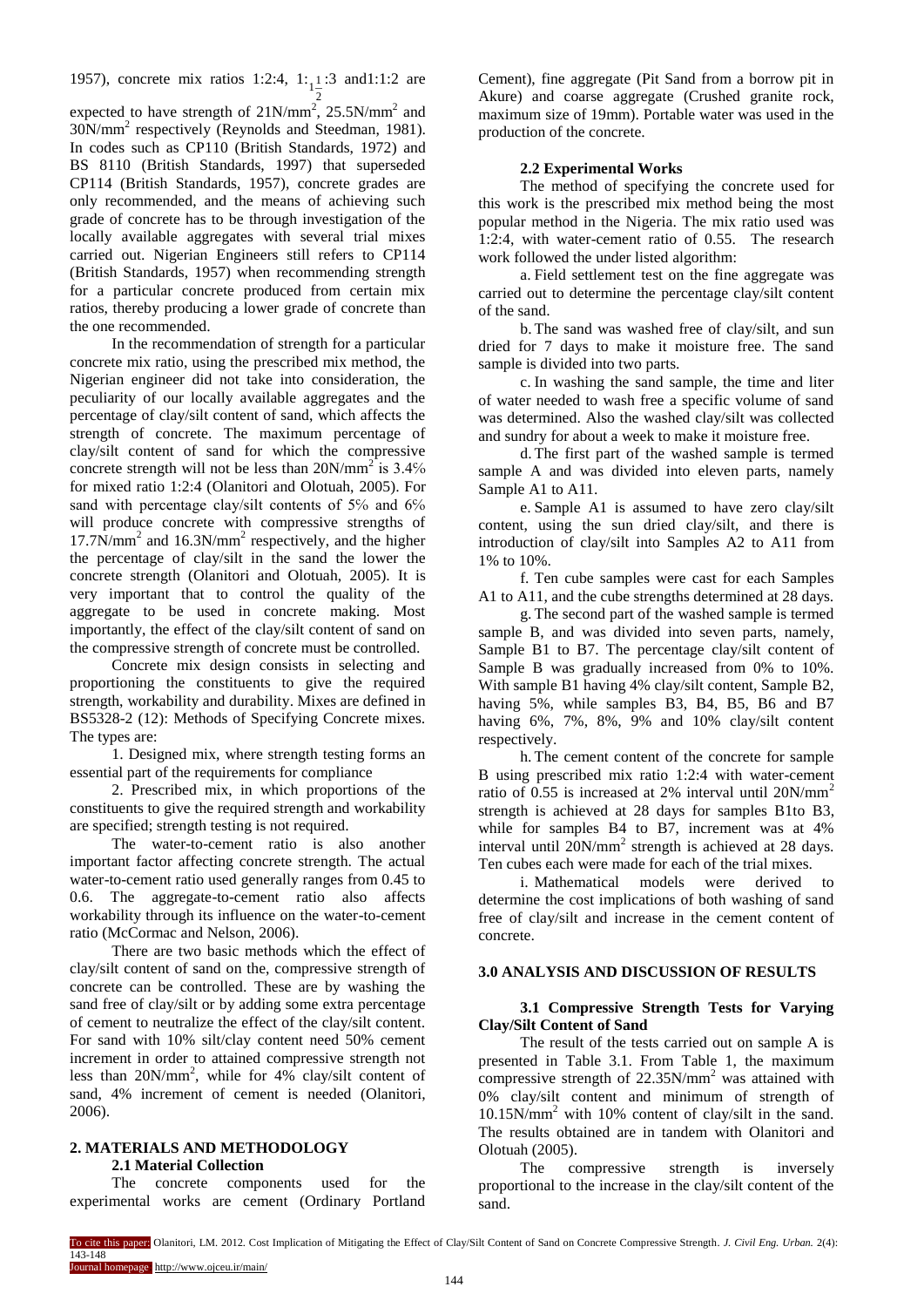1957), concrete mix ratios 1:2:4, $1:1\frac{1}{2}:3$ and1:1:2 are expected to have strength of 21N/mm$^2$, 25.5N/mm$^2$ and 30N/mm$^2$ respectively (Reynolds and Steedman, 1981). In codes such as CP110 (British Standards, 1972) and BS 8110 (British Standards, 1997) that superseded CP114 (British Standards, 1957), concrete grades are only recommended, and the means of achieving such grade of concrete has to be through investigation of the locally available aggregates with several trial mixes carried out. Nigerian Engineers still refers to CP114 (British Standards, 1957) when recommending strength for a particular concrete produced from certain mix ratios, thereby producing a lower grade of concrete than the one recommended.

In the recommendation of strength for a particular concrete mix ratio, using the prescribed mix method, the Nigerian engineer did not take into consideration, the peculiarity of our locally available aggregates and the percentage of clay/silt content of sand, which affects the strength of concrete. The maximum percentage of clay/silt content of sand for which the compressive concrete strength will not be less than 20N/mm$^2$ is 3.4% for mixed ratio 1:2:4 (Olanitori and Olotuah, 2005). For sand with percentage clay/silt contents of 5% and 6% will produce concrete with compressive strengths of 17.7N/mm$^2$ and 16.3N/mm$^2$ respectively, and the higher the percentage of clay/silt in the sand the lower the concrete strength (Olanitori and Olotuah, 2005). It is very important that to control the quality of the aggregate to be used in concrete making. Most importantly, the effect of the clay/silt content of sand on the compressive strength of concrete must be controlled.

Concrete mix design consists in selecting and proportioning the constituents to give the required strength, workability and durability. Mixes are defined in BS5328-2 (12): Methods of Specifying Concrete mixes. The types are:

1. Designed mix, where strength testing forms an essential part of the requirements for compliance
2. Prescribed mix, in which proportions of the constituents to give the required strength and workability are specified; strength testing is not required.

The water-to-cement ratio is also another important factor affecting concrete strength. The actual water-to-cement ratio used generally ranges from 0.45 to 0.6. The aggregate-to-cement ratio also affects workability through its influence on the water-to-cement ratio (McCormac and Nelson, 2006).

There are two basic methods which the effect of clay/silt content of sand on the, compressive strength of concrete can be controlled. These are by washing the sand free of clay/silt or by adding some extra percentage of cement to neutralize the effect of the clay/silt content. For sand with 10% silt/clay content need 50% cement increment in order to attained compressive strength not less than 20N/mm$^2$, while for 4% clay/silt content of sand, 4% increment of cement is needed (Olanitori, 2006).

## 2. MATERIALS AND METHODOLOGY

### 2.1 Material Collection

The concrete components used for the experimental works are cement (Ordinary Portland Cement), fine aggregate (Pit Sand from a borrow pit in Akure) and coarse aggregate (Crushed granite rock, maximum size of 19mm). Portable water was used in the production of the concrete.

### 2.2 Experimental Works

The method of specifying the concrete used for this work is the prescribed mix method being the most popular method in the Nigeria. The mix ratio used was 1:2:4, with water-cement ratio of 0.55. The research work followed the under listed algorithm:

a. Field settlement test on the fine aggregate was carried out to determine the percentage clay/silt content of the sand.

b. The sand was washed free of clay/silt, and sun dried for 7 days to make it moisture free. The sand sample is divided into two parts.

c. In washing the sand sample, the time and liter of water needed to wash free a specific volume of sand was determined. Also the washed clay/silt was collected and sundry for about a week to make it moisture free.

d. The first part of the washed sample is termed sample A and was divided into eleven parts, namely Sample A1 to A11.

e. Sample A1 is assumed to have zero clay/silt content, using the sun dried clay/silt, and there is introduction of clay/silt into Samples A2 to A11 from 1% to 10%.

f. Ten cube samples were cast for each Samples A1 to A11, and the cube strengths determined at 28 days.

g. The second part of the washed sample is termed sample B, and was divided into seven parts, namely, Sample B1 to B7. The percentage clay/silt content of Sample B was gradually increased from 0% to 10%. With sample B1 having 4% clay/silt content, Sample B2, having 5%, while samples B3, B4, B5, B6 and B7 having 6%, 7%, 8%, 9% and 10% clay/silt content respectively.

h. The cement content of the concrete for sample B using prescribed mix ratio 1:2:4 with water-cement ratio of 0.55 is increased at 2% interval until 20N/mm$^2$ strength is achieved at 28 days for samples B1to B3, while for samples B4 to B7, increment was at 4% interval until 20N/mm$^2$ strength is achieved at 28 days. Ten cubes each were made for each of the trial mixes.

i. Mathematical models were derived to determine the cost implications of both washing of sand free of clay/silt and increase in the cement content of concrete.

## 3.0 ANALYSIS AND DISCUSSION OF RESULTS

### 3.1 Compressive Strength Tests for Varying Clay/Silt Content of Sand

The result of the tests carried out on sample A is presented in Table 3.1. From Table 1, the maximum compressive strength of 22.35N/mm$^2$ was attained with 0% clay/silt content and minimum of strength of 10.15N/mm$^2$ with 10% content of clay/silt in the sand. The results obtained are in tandem with Olanitori and Olotuah (2005).

The compressive strength is inversely proportional to the increase in the clay/silt content of the sand.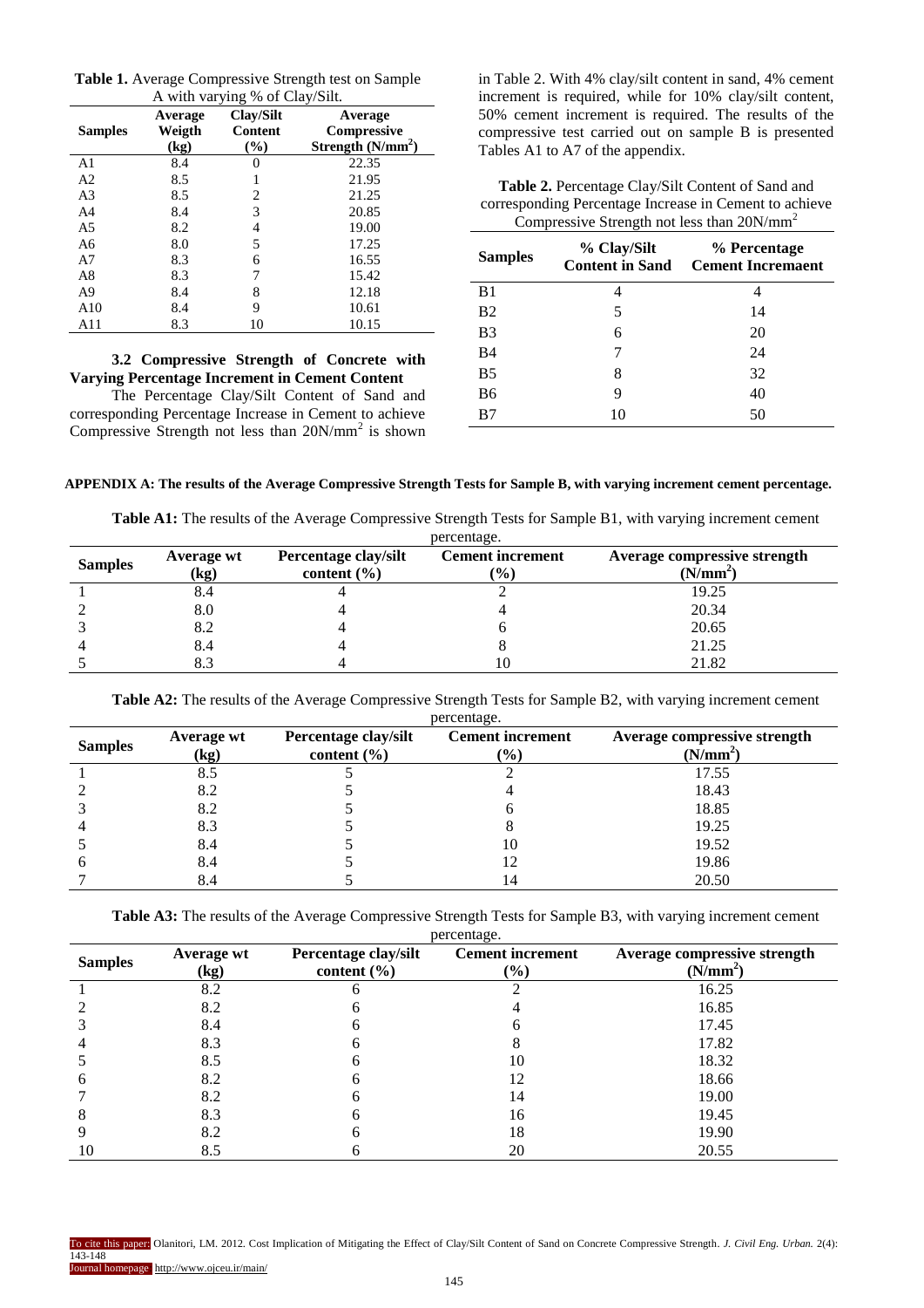**Table 1.** Average Compressive Strength test on Sample A with varying % of Clay/Silt.

| Samples | Average Weigth (kg) | Clay/Silt Content (%) | Average Compressive Strength ($N/mm^2$) |
|---|---|---|---|
| A1 | 8.4 | 0 | 22.35 |
| A2 | 8.5 | 1 | 21.95 |
| A3 | 8.5 | 2 | 21.25 |
| A4 | 8.4 | 3 | 20.85 |
| A5 | 8.2 | 4 | 19.00 |
| A6 | 8.0 | 5 | 17.25 |
| A7 | 8.3 | 6 | 16.55 |
| A8 | 8.3 | 7 | 15.42 |
| A9 | 8.4 | 8 | 12.18 |
| A10 | 8.4 | 9 | 10.61 |
| A11 | 8.3 | 10 | 10.15 |

### 3.2 Compressive Strength of Concrete with Varying Percentage Increment in Cement Content

The Percentage Clay/Silt Content of Sand and corresponding Percentage Increase in Cement to achieve Compressive Strength not less than $20N/mm^2$ is shown in Table 2. With 4% clay/silt content in sand, 4% cement increment is required, while for 10% clay/silt content, 50% cement increment is required. The results of the compressive test carried out on sample B is presented Tables A1 to A7 of the appendix.

**Table 2.** Percentage Clay/Silt Content of Sand and corresponding Percentage Increase in Cement to achieve Compressive Strength not less than $20N/mm^2$

| Samples | % Clay/Silt Content in Sand | % Percentage Cement Incremaent |
|---|---|---|
| B1 | 4 | 4 |
| B2 | 5 | 14 |
| B3 | 6 | 20 |
| B4 | 7 | 24 |
| B5 | 8 | 32 |
| B6 | 9 | 40 |
| B7 | 10 | 50 |

**APPENDIX A: The results of the Average Compressive Strength Tests for Sample B, with varying increment cement percentage.**

**Table A1:** The results of the Average Compressive Strength Tests for Sample B1, with varying increment cement percentage.

| Samples | Average wt (kg) | Percentage clay/silt content (%) | Cement increment (%) | Average compressive strength ($N/mm^2$) |
|---|---|---|---|---|
| 1 | 8.4 | 4 | 2 | 19.25 |
| 2 | 8.0 | 4 | 4 | 20.34 |
| 3 | 8.2 | 4 | 6 | 20.65 |
| 4 | 8.4 | 4 | 8 | 21.25 |
| 5 | 8.3 | 4 | 10 | 21.82 |

**Table A2:** The results of the Average Compressive Strength Tests for Sample B2, with varying increment cement percentage.

| Samples | Average wt (kg) | Percentage clay/silt content (%) | Cement increment (%) | Average compressive strength ($N/mm^2$) |
|---|---|---|---|---|
| 1 | 8.5 | 5 | 2 | 17.55 |
| 2 | 8.2 | 5 | 4 | 18.43 |
| 3 | 8.2 | 5 | 6 | 18.85 |
| 4 | 8.3 | 5 | 8 | 19.25 |
| 5 | 8.4 | 5 | 10 | 19.52 |
| 6 | 8.4 | 5 | 12 | 19.86 |
| 7 | 8.4 | 5 | 14 | 20.50 |

**Table A3:** The results of the Average Compressive Strength Tests for Sample B3, with varying increment cement percentage.

| Samples | Average wt (kg) | Percentage clay/silt content (%) | Cement increment (%) | Average compressive strength ($N/mm^2$) |
|---|---|---|---|---|
| 1 | 8.2 | 6 | 2 | 16.25 |
| 2 | 8.2 | 6 | 4 | 16.85 |
| 3 | 8.4 | 6 | 6 | 17.45 |
| 4 | 8.3 | 6 | 8 | 17.82 |
| 5 | 8.5 | 6 | 10 | 18.32 |
| 6 | 8.2 | 6 | 12 | 18.66 |
| 7 | 8.2 | 6 | 14 | 19.00 |
| 8 | 8.3 | 6 | 16 | 19.45 |
| 9 | 8.2 | 6 | 18 | 19.90 |
| 10 | 8.5 | 6 | 20 | 20.55 |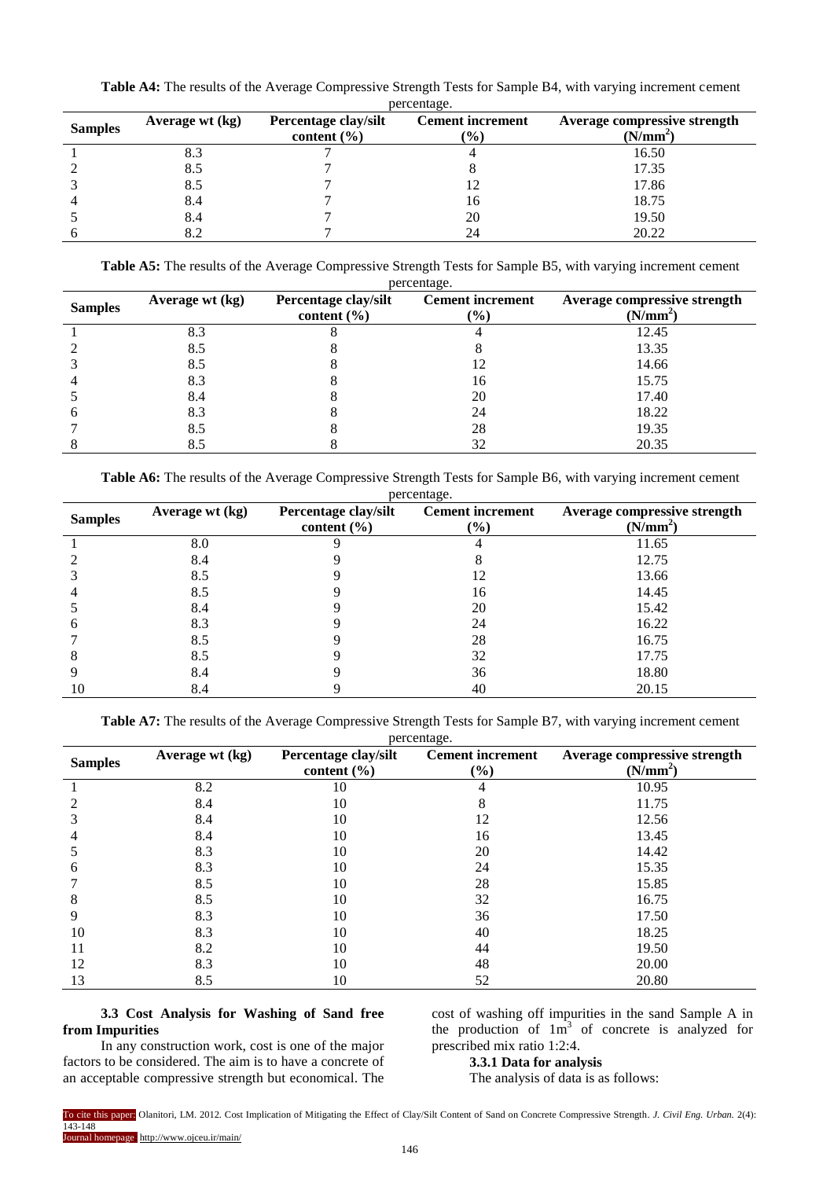**Table A4:** The results of the Average Compressive Strength Tests for Sample B4, with varying increment cement percentage.

| Samples | Average wt (kg) | Percentage clay/silt content (%) | Cement increment (%) | Average compressive strength ($N/mm^2$) |
|---|---|---|---|---|
| 1 | 8.3 | 7 | 4 | 16.50 |
| 2 | 8.5 | 7 | 8 | 17.35 |
| 3 | 8.5 | 7 | 12 | 17.86 |
| 4 | 8.4 | 7 | 16 | 18.75 |
| 5 | 8.4 | 7 | 20 | 19.50 |
| 6 | 8.2 | 7 | 24 | 20.22 |

**Table A5:** The results of the Average Compressive Strength Tests for Sample B5, with varying increment cement percentage.

| Samples | Average wt (kg) | Percentage clay/silt content (%) | Cement increment (%) | Average compressive strength ($N/mm^2$) |
|---|---|---|---|---|
| 1 | 8.3 | 8 | 4 | 12.45 |
| 2 | 8.5 | 8 | 8 | 13.35 |
| 3 | 8.5 | 8 | 12 | 14.66 |
| 4 | 8.3 | 8 | 16 | 15.75 |
| 5 | 8.4 | 8 | 20 | 17.40 |
| 6 | 8.3 | 8 | 24 | 18.22 |
| 7 | 8.5 | 8 | 28 | 19.35 |
| 8 | 8.5 | 8 | 32 | 20.35 |

**Table A6:** The results of the Average Compressive Strength Tests for Sample B6, with varying increment cement percentage.

| Samples | Average wt (kg) | Percentage clay/silt content (%) | Cement increment (%) | Average compressive strength ($N/mm^2$) |
|---|---|---|---|---|
| 1 | 8.0 | 9 | 4 | 11.65 |
| 2 | 8.4 | 9 | 8 | 12.75 |
| 3 | 8.5 | 9 | 12 | 13.66 |
| 4 | 8.5 | 9 | 16 | 14.45 |
| 5 | 8.4 | 9 | 20 | 15.42 |
| 6 | 8.3 | 9 | 24 | 16.22 |
| 7 | 8.5 | 9 | 28 | 16.75 |
| 8 | 8.5 | 9 | 32 | 17.75 |
| 9 | 8.4 | 9 | 36 | 18.80 |
| 10 | 8.4 | 9 | 40 | 20.15 |

**Table A7:** The results of the Average Compressive Strength Tests for Sample B7, with varying increment cement percentage.

| Samples | Average wt (kg) | Percentage clay/silt content (%) | Cement increment (%) | Average compressive strength ($N/mm^2$) |
|---|---|---|---|---|
| 1 | 8.2 | 10 | 4 | 10.95 |
| 2 | 8.4 | 10 | 8 | 11.75 |
| 3 | 8.4 | 10 | 12 | 12.56 |
| 4 | 8.4 | 10 | 16 | 13.45 |
| 5 | 8.3 | 10 | 20 | 14.42 |
| 6 | 8.3 | 10 | 24 | 15.35 |
| 7 | 8.5 | 10 | 28 | 15.85 |
| 8 | 8.5 | 10 | 32 | 16.75 |
| 9 | 8.3 | 10 | 36 | 17.50 |
| 10 | 8.3 | 10 | 40 | 18.25 |
| 11 | 8.2 | 10 | 44 | 19.50 |
| 12 | 8.3 | 10 | 48 | 20.00 |
| 13 | 8.5 | 10 | 52 | 20.80 |

### 3.3 Cost Analysis for Washing of Sand free from Impurities

In any construction work, cost is one of the major factors to be considered. The aim is to have a concrete of an acceptable compressive strength but economical. The cost of washing off impurities in the sand Sample A in the production of $1m^3$ of concrete is analyzed for prescribed mix ratio 1:2:4.

#### 3.3.1 Data for analysis

The analysis of data is as follows: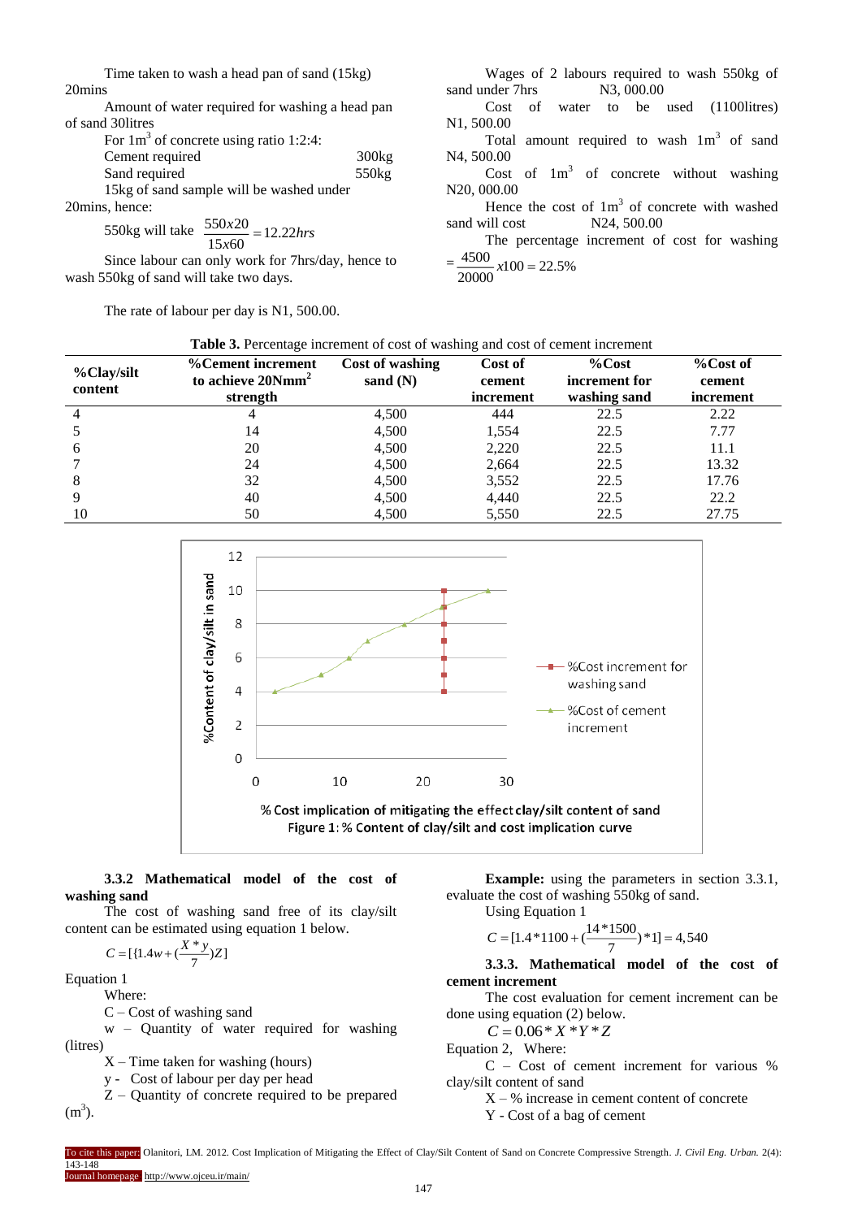Time taken to wash a head pan of sand (15kg) 20mins

Amount of water required for washing a head pan of sand 30litres

For $1m^3$ of concrete using ratio 1:2:4:

Cement required 300kg

Sand required 550kg

15kg of sand sample will be washed under 20mins, hence:

550kg will take $\frac{550x20}{15x60} = 12.22hrs$

Since labour can only work for 7hrs/day, hence to wash 550kg of sand will take two days.

The rate of labour per day is N1, 500.00.

Wages of 2 labours required to wash 550kg of sand under 7hrs N3, 000.00

Cost of water to be used (1100litres) N1, 500.00

Total amount required to wash $1m^3$ of sand N4, 500.00

Cost of $1m^3$ of concrete without washing N20, 000.00

Hence the cost of $1m^3$ of concrete with washed sand will cost N24, 500.00

The percentage increment of cost for washing $= \frac{4500}{20000} x100 = 22.5\%$

**Table 3.** Percentage increment of cost of washing and cost of cement increment

| %Clay/silt content | %Cement increment to achieve $20Nmm^2$ strength | Cost of washing sand (N) | Cost of cement increment | %Cost increment for washing sand | %Cost of cement increment |
|---|---|---|---|---|---|
| 4 | 4 | 4,500 | 444 | 22.5 | 2.22 |
| 5 | 14 | 4,500 | 1,554 | 22.5 | 7.77 |
| 6 | 20 | 4,500 | 2,220 | 22.5 | 11.1 |
| 7 | 24 | 4,500 | 2,664 | 22.5 | 13.32 |
| 8 | 32 | 4,500 | 3,552 | 22.5 | 17.76 |
| 9 | 40 | 4,500 | 4,440 | 22.5 | 22.2 |
| 10 | 50 | 4,500 | 5,550 | 22.5 | 27.75 |

Figure 1: % Content of clay/silt and cost implication curve

### 3.3.2 Mathematical model of the cost of washing sand

The cost of washing sand free of its clay/silt content can be estimated using equation 1 below.

$$C = [\{1.4w + (\frac{X*y}{7})Z]$$

Equation 1

Where:

C – Cost of washing sand

w – Quantity of water required for washing (litres)

X – Time taken for washing (hours)

y - Cost of labour per day per head

Z – Quantity of concrete required to be prepared ($m^3$).

**Example:** using the parameters in section 3.3.1, evaluate the cost of washing 550kg of sand.

Using Equation 1

$$C = [1.4*1100 + (\frac{14*1500}{7})*1] = 4{,}540$$

### 3.3.3. Mathematical model of the cost of cement increment

The cost evaluation for cement increment can be done using equation (2) below.

$$C = 0.06*X*Y*Z$$

Equation 2, Where:

C – Cost of cement increment for various % clay/silt content of sand

X – % increase in cement content of concrete

Y - Cost of a bag of cement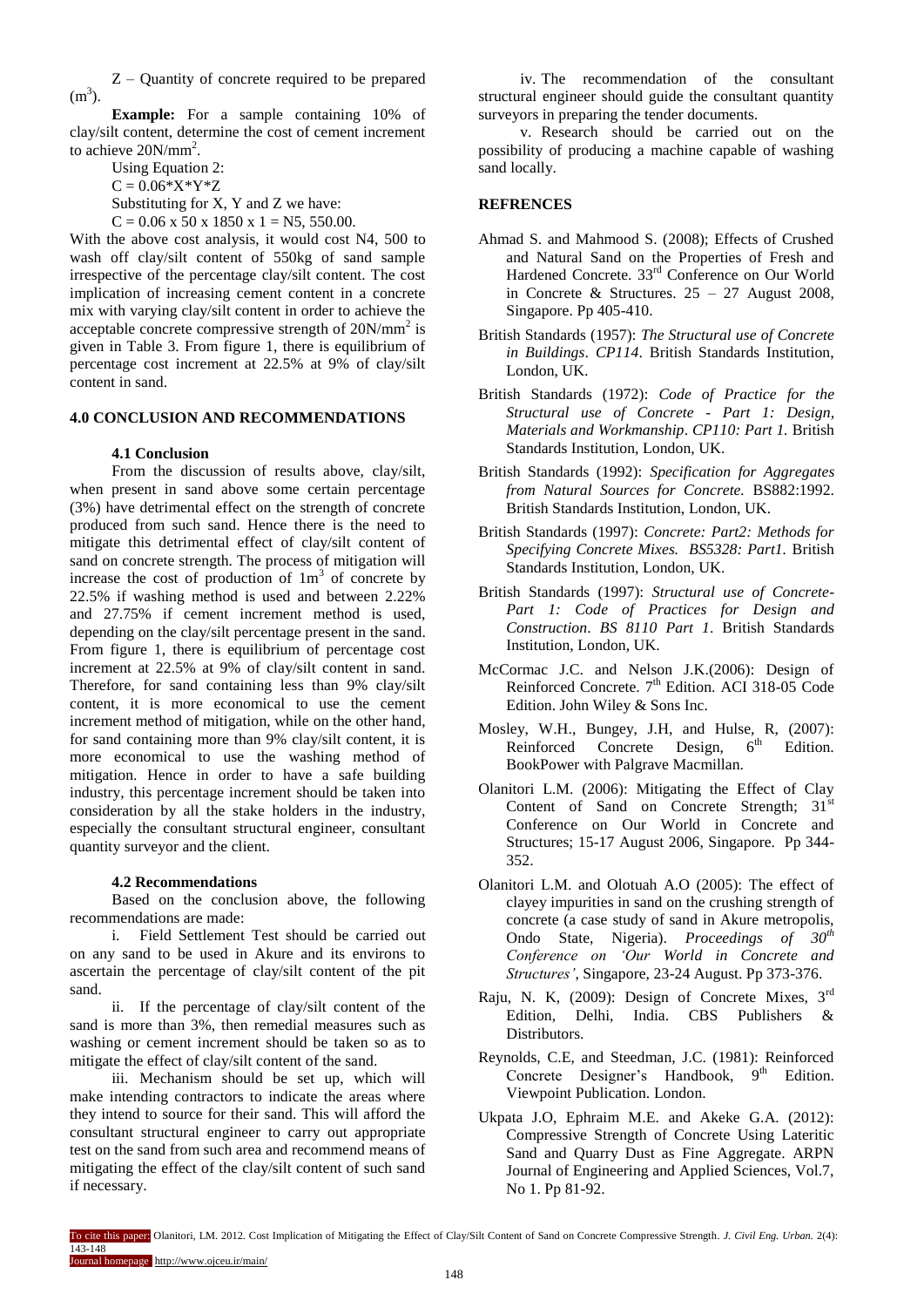Z – Quantity of concrete required to be prepared ($m^3$).

**Example:** For a sample containing 10% of clay/silt content, determine the cost of cement increment to achieve $20N/mm^2$.

Using Equation 2:

$C = 0.06*X*Y*Z$

Substituting for X, Y and Z we have:

$C = 0.06 \times 50 \times 1850 \times 1 =$ N5, 550.00.

With the above cost analysis, it would cost N4, 500 to wash off clay/silt content of 550kg of sand sample irrespective of the percentage clay/silt content. The cost implication of increasing cement content in a concrete mix with varying clay/silt content in order to achieve the acceptable concrete compressive strength of $20N/mm^2$ is given in Table 3. From figure 1, there is equilibrium of percentage cost increment at 22.5% at 9% of clay/silt content in sand.

## 4.0 CONCLUSION AND RECOMMENDATIONS

### 4.1 Conclusion

From the discussion of results above, clay/silt, when present in sand above some certain percentage (3%) have detrimental effect on the strength of concrete produced from such sand. Hence there is the need to mitigate this detrimental effect of clay/silt content of sand on concrete strength. The process of mitigation will increase the cost of production of $1m^3$ of concrete by 22.5% if washing method is used and between 2.22% and 27.75% if cement increment method is used, depending on the clay/silt percentage present in the sand. From figure 1, there is equilibrium of percentage cost increment at 22.5% at 9% of clay/silt content in sand. Therefore, for sand containing less than 9% clay/silt content, it is more economical to use the cement increment method of mitigation, while on the other hand, for sand containing more than 9% clay/silt content, it is more economical to use the washing method of mitigation. Hence in order to have a safe building industry, this percentage increment should be taken into consideration by all the stake holders in the industry, especially the consultant structural engineer, consultant quantity surveyor and the client.

### 4.2 Recommendations

Based on the conclusion above, the following recommendations are made:

i. Field Settlement Test should be carried out on any sand to be used in Akure and its environs to ascertain the percentage of clay/silt content of the pit sand.

ii. If the percentage of clay/silt content of the sand is more than 3%, then remedial measures such as washing or cement increment should be taken so as to mitigate the effect of clay/silt content of the sand.

iii. Mechanism should be set up, which will make intending contractors to indicate the areas where they intend to source for their sand. This will afford the consultant structural engineer to carry out appropriate test on the sand from such area and recommend means of mitigating the effect of the clay/silt content of such sand if necessary.

iv. The recommendation of the consultant structural engineer should guide the consultant quantity surveyors in preparing the tender documents.

v. Research should be carried out on the possibility of producing a machine capable of washing sand locally.

## REFRENCES

Ahmad S. and Mahmood S. (2008); Effects of Crushed and Natural Sand on the Properties of Fresh and Hardened Concrete. 33rd Conference on Our World in Concrete & Structures. 25 – 27 August 2008, Singapore. Pp 405-410.

British Standards (1957): *The Structural use of Concrete in Buildings*. *CP114*. British Standards Institution, London, UK.

British Standards (1972): *Code of Practice for the Structural use of Concrete - Part 1: Design, Materials and Workmanship*. *CP110: Part 1.* British Standards Institution, London, UK.

British Standards (1992): *Specification for Aggregates from Natural Sources for Concrete.* BS882:1992. British Standards Institution, London, UK.

British Standards (1997): *Concrete: Part2: Methods for Specifying Concrete Mixes. BS5328: Part1*. British Standards Institution, London, UK.

British Standards (1997): *Structural use of Concrete-Part 1: Code of Practices for Design and Construction*. *BS 8110 Part 1*. British Standards Institution, London, UK.

McCormac J.C. and Nelson J.K.(2006): Design of Reinforced Concrete. 7th Edition. ACI 318-05 Code Edition. John Wiley & Sons Inc.

Mosley, W.H., Bungey, J.H, and Hulse, R, (2007): Reinforced Concrete Design, 6th Edition. BookPower with Palgrave Macmillan.

Olanitori L.M. (2006): Mitigating the Effect of Clay Content of Sand on Concrete Strength; 31st Conference on Our World in Concrete and Structures; 15-17 August 2006, Singapore. Pp 344-352.

Olanitori L.M. and Olotuah A.O (2005): The effect of clayey impurities in sand on the crushing strength of concrete (a case study of sand in Akure metropolis, Ondo State, Nigeria). *Proceedings of 30th Conference on 'Our World in Concrete and Structures'*, Singapore, 23-24 August. Pp 373-376.

Raju, N. K, (2009): Design of Concrete Mixes, 3rd Edition, Delhi, India. CBS Publishers & Distributors.

Reynolds, C.E, and Steedman, J.C. (1981): Reinforced Concrete Designer's Handbook, 9th Edition. Viewpoint Publication. London.

Ukpata J.O, Ephraim M.E. and Akeke G.A. (2012): Compressive Strength of Concrete Using Lateritic Sand and Quarry Dust as Fine Aggregate. ARPN Journal of Engineering and Applied Sciences, Vol.7, No 1. Pp 81-92.